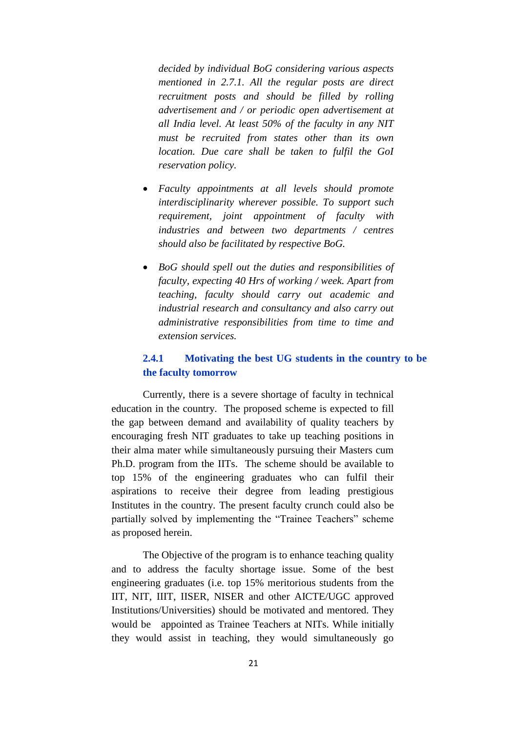*decided by individual BoG considering various aspects mentioned in 2.7.1. All the regular posts are direct recruitment posts and should be filled by rolling advertisement and / or periodic open advertisement at all India level. At least 50% of the faculty in any NIT must be recruited from states other than its own location. Due care shall be taken to fulfil the GoI reservation policy.*

- *Faculty appointments at all levels should promote interdisciplinarity wherever possible. To support such requirement, joint appointment of faculty with industries and between two departments / centres should also be facilitated by respective BoG.*

- *BoG should spell out the duties and responsibilities of faculty, expecting 40 Hrs of working / week. Apart from teaching, faculty should carry out academic and industrial research and consultancy and also carry out administrative responsibilities from time to time and extension services.*

### 2.4.1 Motivating the best UG students in the country to be the faculty tomorrow

Currently, there is a severe shortage of faculty in technical education in the country. The proposed scheme is expected to fill the gap between demand and availability of quality teachers by encouraging fresh NIT graduates to take up teaching positions in their alma mater while simultaneously pursuing their Masters cum Ph.D. program from the IITs. The scheme should be available to top 15% of the engineering graduates who can fulfil their aspirations to receive their degree from leading prestigious Institutes in the country. The present faculty crunch could also be partially solved by implementing the "Trainee Teachers" scheme as proposed herein.

The Objective of the program is to enhance teaching quality and to address the faculty shortage issue. Some of the best engineering graduates (i.e. top 15% meritorious students from the IIT, NIT, IIIT, IISER, NISER and other AICTE/UGC approved Institutions/Universities) should be motivated and mentored. They would be appointed as Trainee Teachers at NITs. While initially they would assist in teaching, they would simultaneously go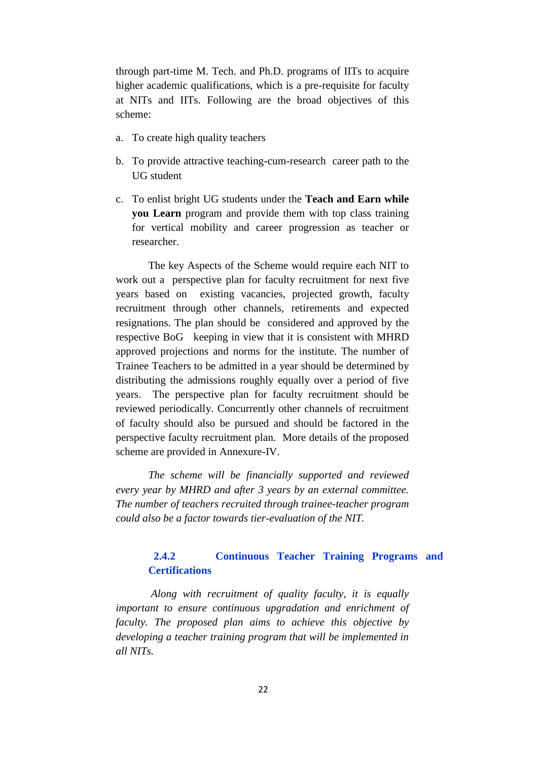through part-time M. Tech. and Ph.D. programs of IITs to acquire higher academic qualifications, which is a pre-requisite for faculty at NITs and IITs. Following are the broad objectives of this scheme:

a. To create high quality teachers

b. To provide attractive teaching-cum-research career path to the UG student

c. To enlist bright UG students under the **Teach and Earn while you Learn** program and provide them with top class training for vertical mobility and career progression as teacher or researcher.

The key Aspects of the Scheme would require each NIT to work out a perspective plan for faculty recruitment for next five years based on existing vacancies, projected growth, faculty recruitment through other channels, retirements and expected resignations. The plan should be considered and approved by the respective BoG keeping in view that it is consistent with MHRD approved projections and norms for the institute. The number of Trainee Teachers to be admitted in a year should be determined by distributing the admissions roughly equally over a period of five years. The perspective plan for faculty recruitment should be reviewed periodically. Concurrently other channels of recruitment of faculty should also be pursued and should be factored in the perspective faculty recruitment plan. More details of the proposed scheme are provided in Annexure-IV.

*The scheme will be financially supported and reviewed every year by MHRD and after 3 years by an external committee. The number of teachers recruited through trainee-teacher program could also be a factor towards tier-evaluation of the NIT.*

#### 2.4.2 Continuous Teacher Training Programs and Certifications

*Along with recruitment of quality faculty, it is equally important to ensure continuous upgradation and enrichment of faculty. The proposed plan aims to achieve this objective by developing a teacher training program that will be implemented in all NITs.*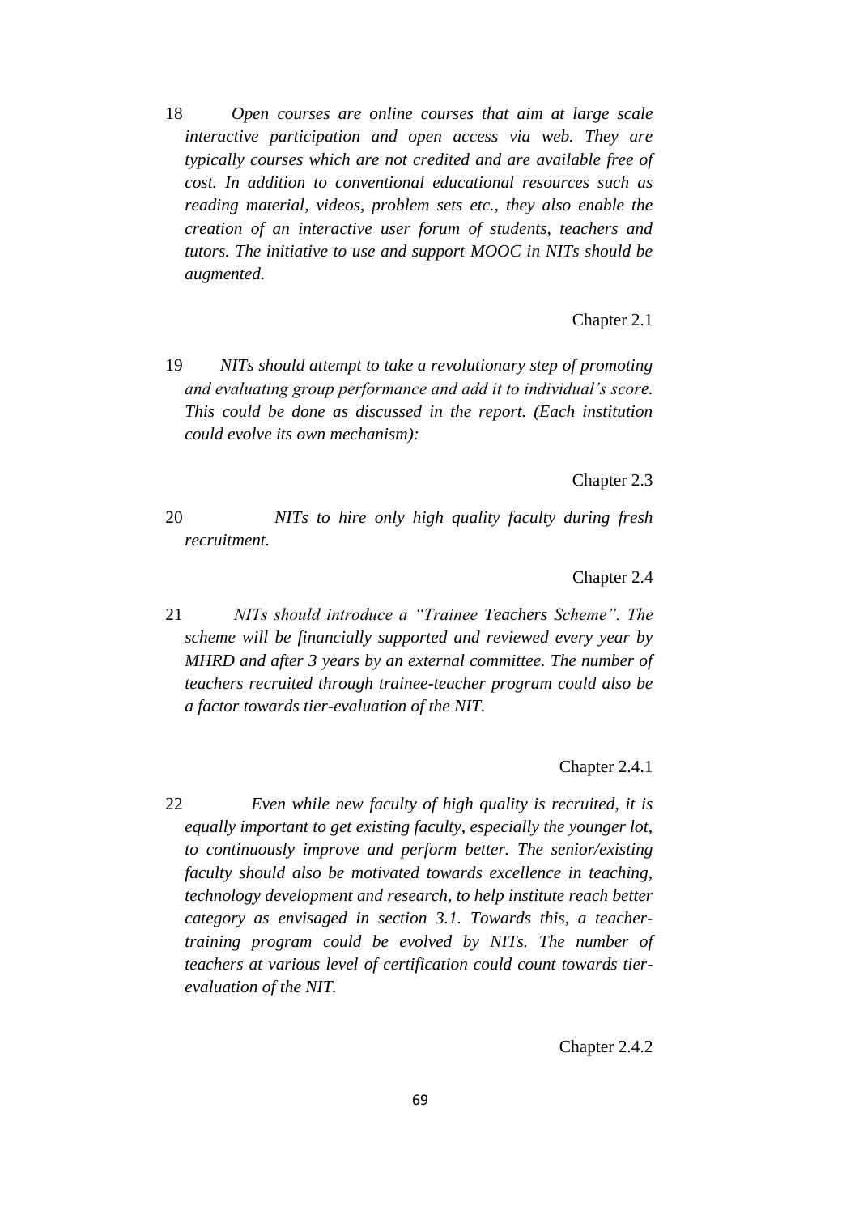18 *Open courses are online courses that aim at large scale interactive participation and open access via web. They are typically courses which are not credited and are available free of cost. In addition to conventional educational resources such as reading material, videos, problem sets etc., they also enable the creation of an interactive user forum of students, teachers and tutors. The initiative to use and support MOOC in NITs should be augmented.*

Chapter 2.1

19 *NITs should attempt to take a revolutionary step of promoting and evaluating group performance and add it to individual's score. This could be done as discussed in the report. (Each institution could evolve its own mechanism):*

Chapter 2.3

20 *NITs to hire only high quality faculty during fresh recruitment.*

Chapter 2.4

21 *NITs should introduce a "Trainee Teachers Scheme". The scheme will be financially supported and reviewed every year by MHRD and after 3 years by an external committee. The number of teachers recruited through trainee-teacher program could also be a factor towards tier-evaluation of the NIT.*

Chapter 2.4.1

22 *Even while new faculty of high quality is recruited, it is equally important to get existing faculty, especially the younger lot, to continuously improve and perform better. The senior/existing faculty should also be motivated towards excellence in teaching, technology development and research, to help institute reach better category as envisaged in section 3.1. Towards this, a teacher-training program could be evolved by NITs. The number of teachers at various level of certification could count towards tier-evaluation of the NIT.*

Chapter 2.4.2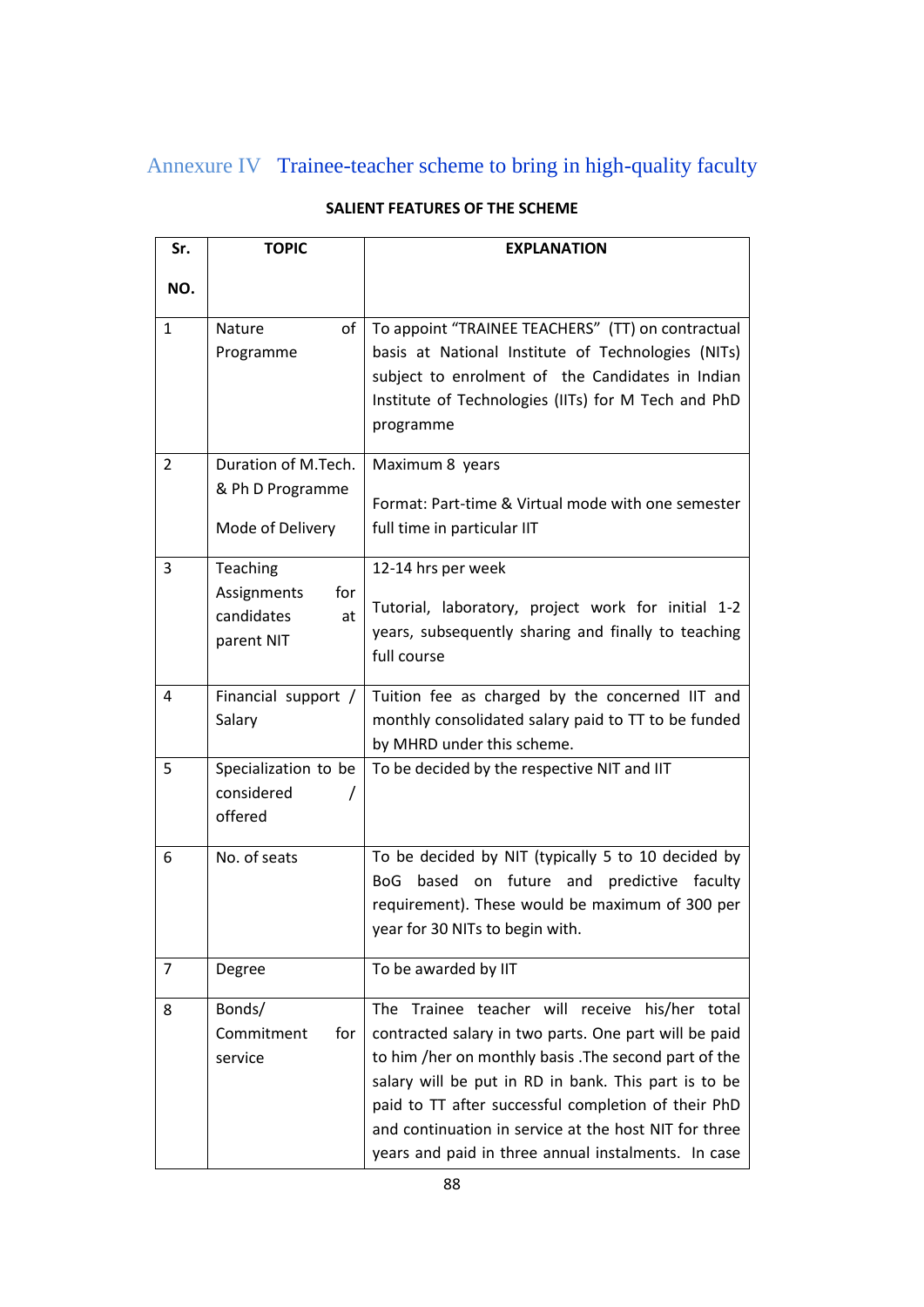## Annexure IV Trainee-teacher scheme to bring in high-quality faculty

**SALIENT FEATURES OF THE SCHEME**

| Sr. NO. | TOPIC | EXPLANATION |
|---|---|---|
| 1 | Nature of Programme | To appoint "TRAINEE TEACHERS" (TT) on contractual basis at National Institute of Technologies (NITs) subject to enrolment of the Candidates in Indian Institute of Technologies (IITs) for M Tech and PhD programme |
| 2 | Duration of M.Tech. & Ph D Programme<br><br>Mode of Delivery | Maximum 8 years<br><br>Format: Part-time & Virtual mode with one semester full time in particular IIT |
| 3 | Teaching Assignments for candidates at parent NIT | 12-14 hrs per week<br><br>Tutorial, laboratory, project work for initial 1-2 years, subsequently sharing and finally to teaching full course |
| 4 | Financial support / Salary | Tuition fee as charged by the concerned IIT and monthly consolidated salary paid to TT to be funded by MHRD under this scheme. |
| 5 | Specialization to be considered / offered | To be decided by the respective NIT and IIT |
| 6 | No. of seats | To be decided by NIT (typically 5 to 10 decided by BoG based on future and predictive faculty requirement). These would be maximum of 300 per year for 30 NITs to begin with. |
| 7 | Degree | To be awarded by IIT |
| 8 | Bonds/ Commitment for service | The Trainee teacher will receive his/her total contracted salary in two parts. One part will be paid to him /her on monthly basis .The second part of the salary will be put in RD in bank. This part is to be paid to TT after successful completion of their PhD and continuation in service at the host NIT for three years and paid in three annual instalments. In case |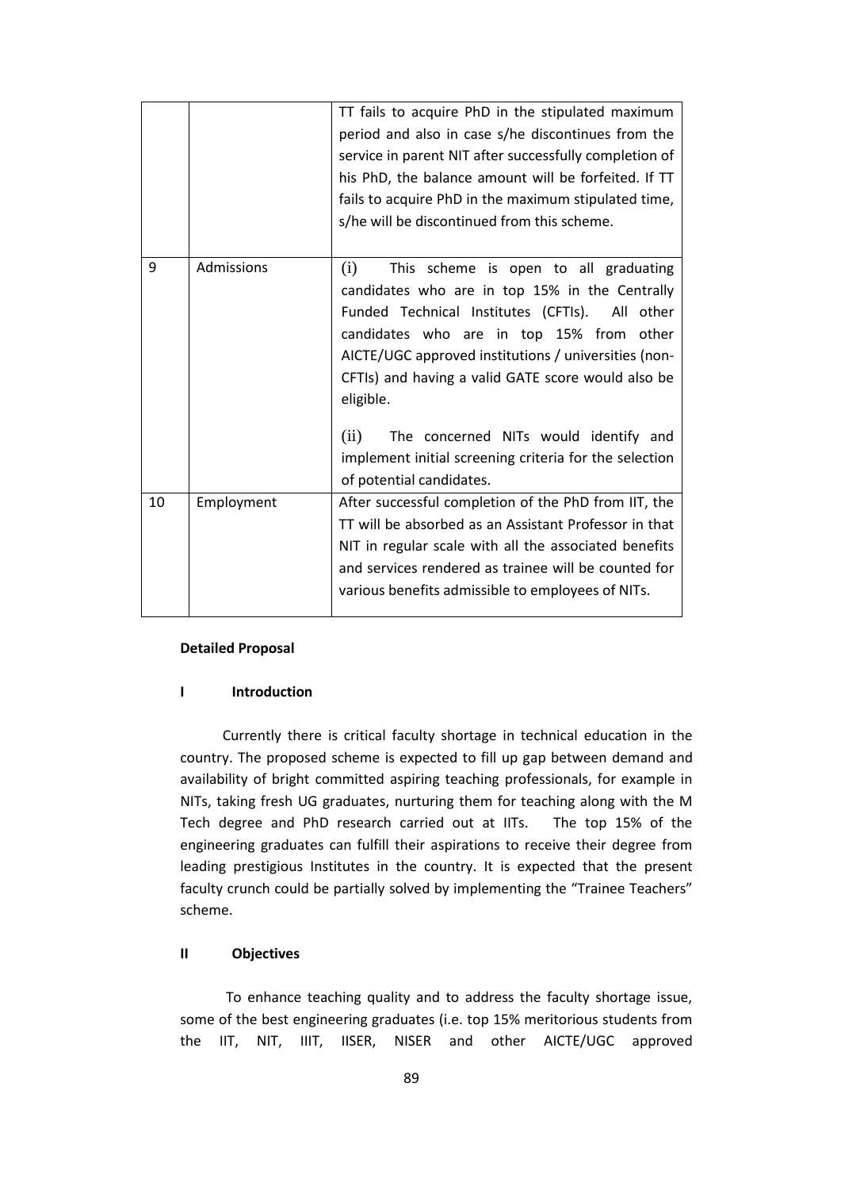| | | |
|---|---|---|
| | | TT fails to acquire PhD in the stipulated maximum period and also in case s/he discontinues from the service in parent NIT after successfully completion of his PhD, the balance amount will be forfeited. If TT fails to acquire PhD in the maximum stipulated time, s/he will be discontinued from this scheme. |
| 9 | Admissions | (i) This scheme is open to all graduating candidates who are in top 15% in the Centrally Funded Technical Institutes (CFTIs). All other candidates who are in top 15% from other AICTE/UGC approved institutions / universities (non-CFTIs) and having a valid GATE score would also be eligible.<br><br>(ii) The concerned NITs would identify and implement initial screening criteria for the selection of potential candidates. |
| 10 | Employment | After successful completion of the PhD from IIT, the TT will be absorbed as an Assistant Professor in that NIT in regular scale with all the associated benefits and services rendered as trainee will be counted for various benefits admissible to employees of NITs. |

**Detailed Proposal**

**I Introduction**

Currently there is critical faculty shortage in technical education in the country. The proposed scheme is expected to fill up gap between demand and availability of bright committed aspiring teaching professionals, for example in NITs, taking fresh UG graduates, nurturing them for teaching along with the M Tech degree and PhD research carried out at IITs. The top 15% of the engineering graduates can fulfill their aspirations to receive their degree from leading prestigious Institutes in the country. It is expected that the present faculty crunch could be partially solved by implementing the "Trainee Teachers" scheme.

**II Objectives**

To enhance teaching quality and to address the faculty shortage issue, some of the best engineering graduates (i.e. top 15% meritorious students from the IIT, NIT, IIIT, IISER, NISER and other AICTE/UGC approved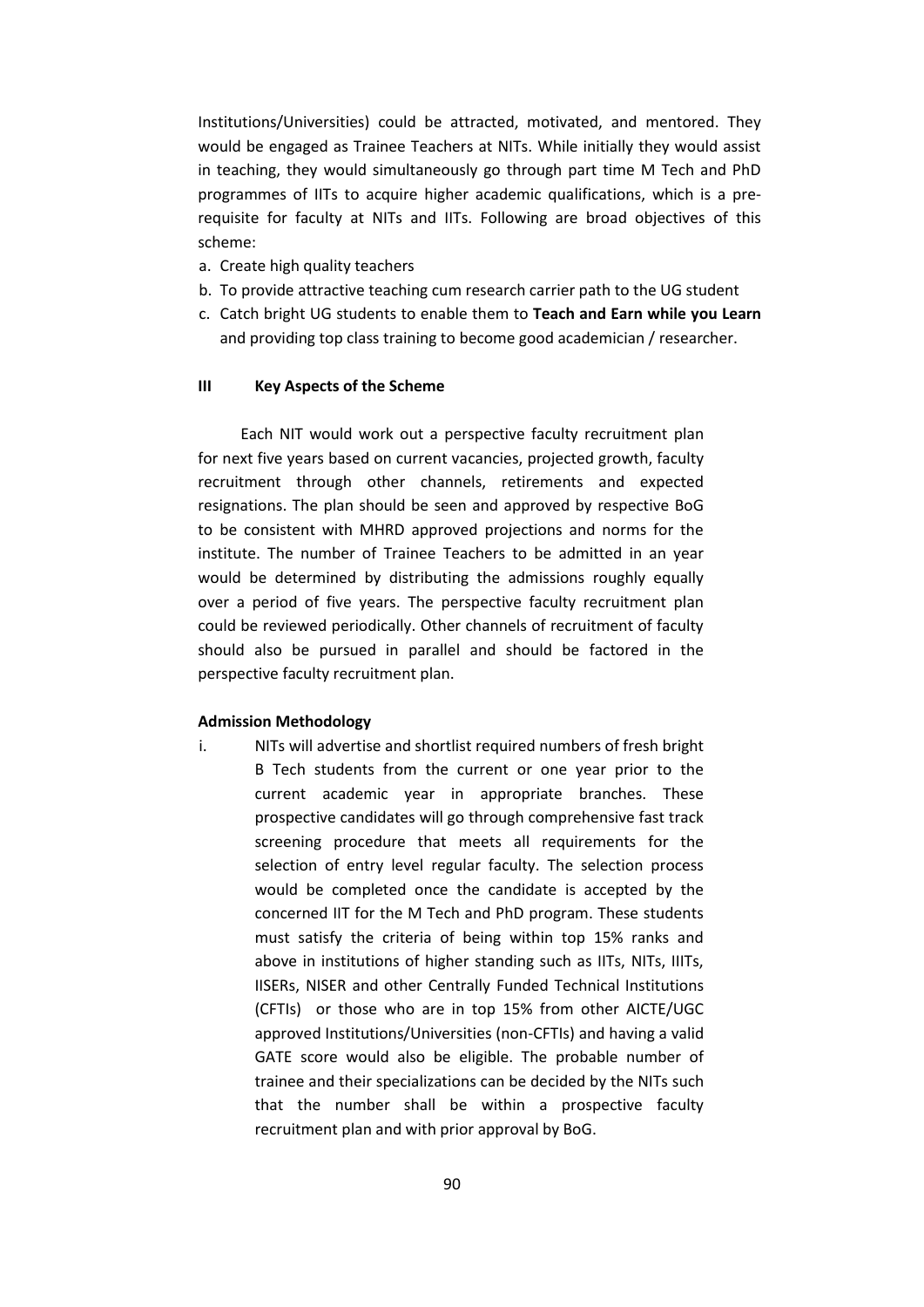Institutions/Universities) could be attracted, motivated, and mentored. They would be engaged as Trainee Teachers at NITs. While initially they would assist in teaching, they would simultaneously go through part time M Tech and PhD programmes of IITs to acquire higher academic qualifications, which is a pre-requisite for faculty at NITs and IITs. Following are broad objectives of this scheme:

a. Create high quality teachers
b. To provide attractive teaching cum research carrier path to the UG student
c. Catch bright UG students to enable them to **Teach and Earn while you Learn** and providing top class training to become good academician / researcher.

### III Key Aspects of the Scheme

Each NIT would work out a perspective faculty recruitment plan for next five years based on current vacancies, projected growth, faculty recruitment through other channels, retirements and expected resignations. The plan should be seen and approved by respective BoG to be consistent with MHRD approved projections and norms for the institute. The number of Trainee Teachers to be admitted in an year would be determined by distributing the admissions roughly equally over a period of five years. The perspective faculty recruitment plan could be reviewed periodically. Other channels of recruitment of faculty should also be pursued in parallel and should be factored in the perspective faculty recruitment plan.

**Admission Methodology**

i. NITs will advertise and shortlist required numbers of fresh bright B Tech students from the current or one year prior to the current academic year in appropriate branches. These prospective candidates will go through comprehensive fast track screening procedure that meets all requirements for the selection of entry level regular faculty. The selection process would be completed once the candidate is accepted by the concerned IIT for the M Tech and PhD program. These students must satisfy the criteria of being within top 15% ranks and above in institutions of higher standing such as IITs, NITs, IIITs, IISERs, NISER and other Centrally Funded Technical Institutions (CFTIs) or those who are in top 15% from other AICTE/UGC approved Institutions/Universities (non-CFTIs) and having a valid GATE score would also be eligible. The probable number of trainee and their specializations can be decided by the NITs such that the number shall be within a prospective faculty recruitment plan and with prior approval by BoG.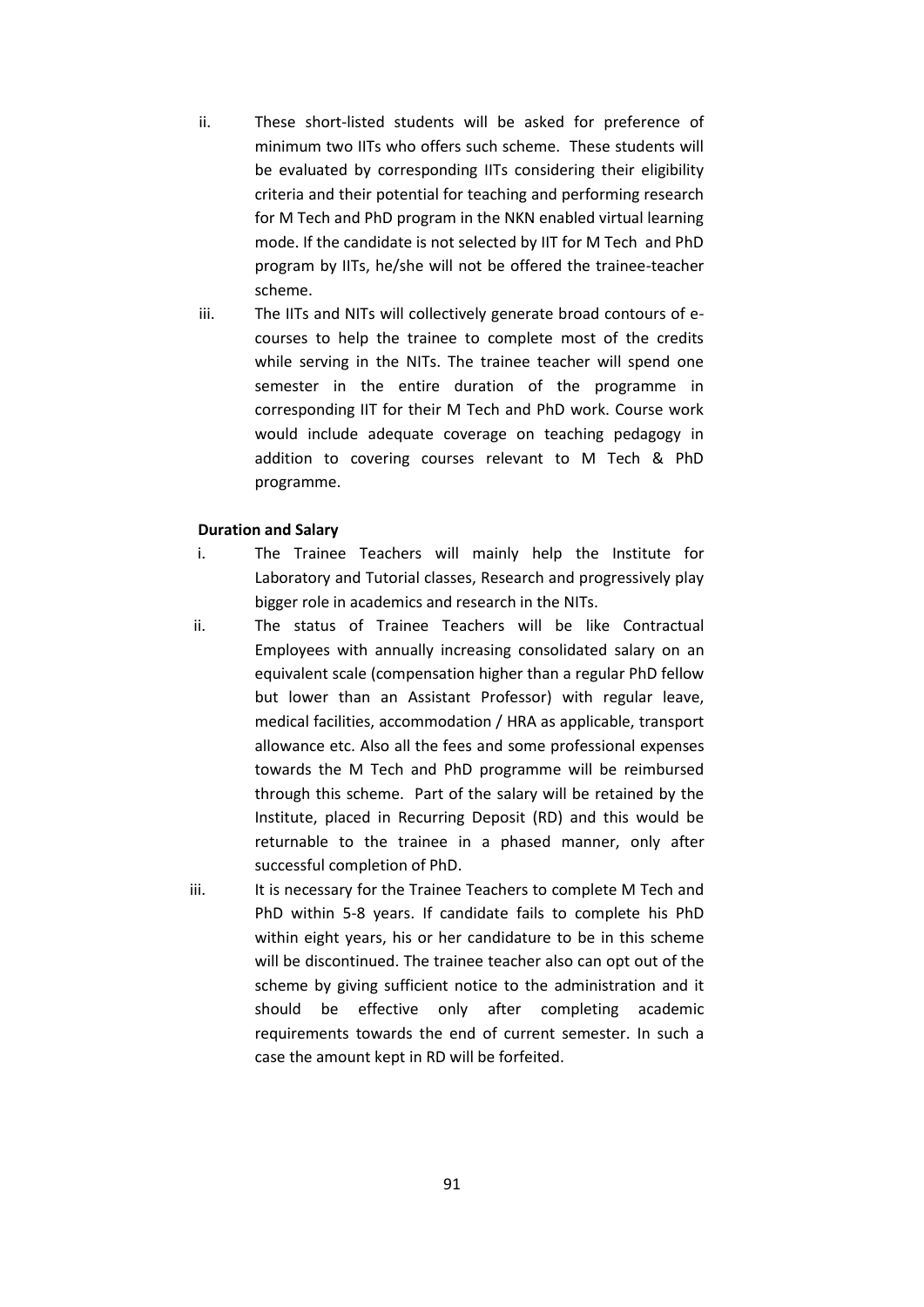ii. These short-listed students will be asked for preference of minimum two IITs who offers such scheme. These students will be evaluated by corresponding IITs considering their eligibility criteria and their potential for teaching and performing research for M Tech and PhD program in the NKN enabled virtual learning mode. If the candidate is not selected by IIT for M Tech and PhD program by IITs, he/she will not be offered the trainee-teacher scheme.

iii. The IITs and NITs will collectively generate broad contours of e-courses to help the trainee to complete most of the credits while serving in the NITs. The trainee teacher will spend one semester in the entire duration of the programme in corresponding IIT for their M Tech and PhD work. Course work would include adequate coverage on teaching pedagogy in addition to covering courses relevant to M Tech & PhD programme.

**Duration and Salary**

i. The Trainee Teachers will mainly help the Institute for Laboratory and Tutorial classes, Research and progressively play bigger role in academics and research in the NITs.

ii. The status of Trainee Teachers will be like Contractual Employees with annually increasing consolidated salary on an equivalent scale (compensation higher than a regular PhD fellow but lower than an Assistant Professor) with regular leave, medical facilities, accommodation / HRA as applicable, transport allowance etc. Also all the fees and some professional expenses towards the M Tech and PhD programme will be reimbursed through this scheme. Part of the salary will be retained by the Institute, placed in Recurring Deposit (RD) and this would be returnable to the trainee in a phased manner, only after successful completion of PhD.

iii. It is necessary for the Trainee Teachers to complete M Tech and PhD within 5-8 years. If candidate fails to complete his PhD within eight years, his or her candidature to be in this scheme will be discontinued. The trainee teacher also can opt out of the scheme by giving sufficient notice to the administration and it should be effective only after completing academic requirements towards the end of current semester. In such a case the amount kept in RD will be forfeited.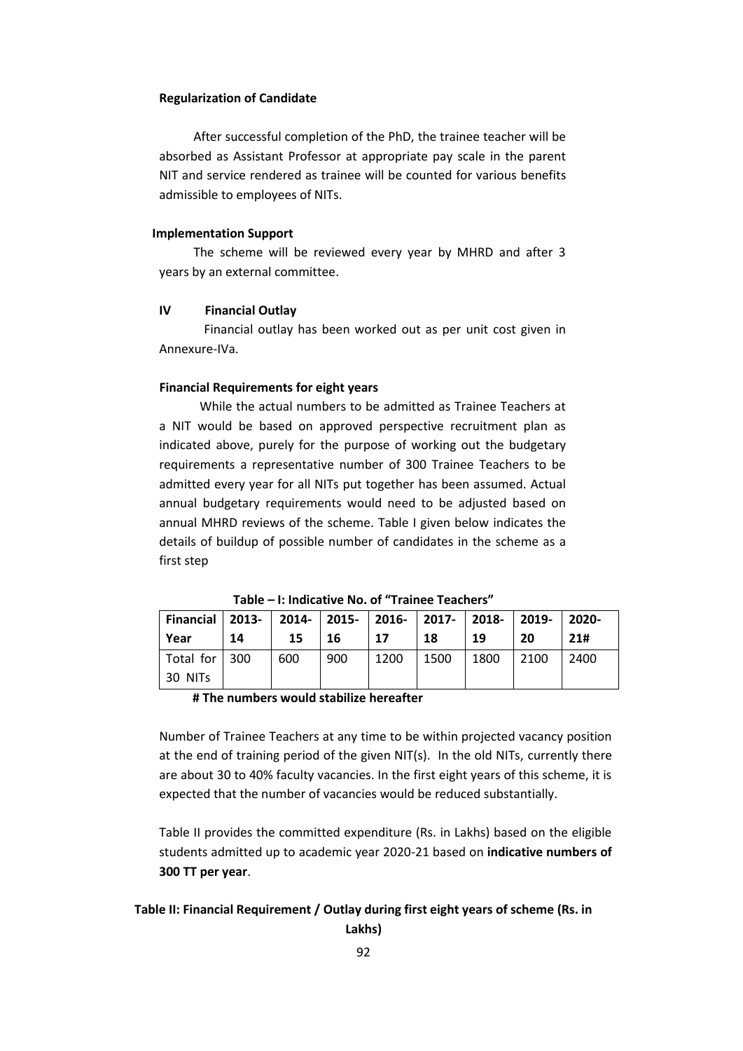**Regularization of Candidate**

After successful completion of the PhD, the trainee teacher will be absorbed as Assistant Professor at appropriate pay scale in the parent NIT and service rendered as trainee will be counted for various benefits admissible to employees of NITs.

**Implementation Support**

The scheme will be reviewed every year by MHRD and after 3 years by an external committee.

## IV Financial Outlay

Financial outlay has been worked out as per unit cost given in Annexure-IVa.

**Financial Requirements for eight years**

While the actual numbers to be admitted as Trainee Teachers at a NIT would be based on approved perspective recruitment plan as indicated above, purely for the purpose of working out the budgetary requirements a representative number of 300 Trainee Teachers to be admitted every year for all NITs put together has been assumed. Actual annual budgetary requirements would need to be adjusted based on annual MHRD reviews of the scheme. Table I given below indicates the details of buildup of possible number of candidates in the scheme as a first step

**Table – I: Indicative No. of "Trainee Teachers"**

| Financial Year | 2013-14 | 2014-15 | 2015-16 | 2016-17 | 2017-18 | 2018-19 | 2019-20 | 2020-21# |
|---|---|---|---|---|---|---|---|---|
| Total for 30 NITs | 300 | 600 | 900 | 1200 | 1500 | 1800 | 2100 | 2400 |

**# The numbers would stabilize hereafter**

Number of Trainee Teachers at any time to be within projected vacancy position at the end of training period of the given NIT(s). In the old NITs, currently there are about 30 to 40% faculty vacancies. In the first eight years of this scheme, it is expected that the number of vacancies would be reduced substantially.

Table II provides the committed expenditure (Rs. in Lakhs) based on the eligible students admitted up to academic year 2020-21 based on **indicative numbers of 300 TT per year**.

**Table II: Financial Requirement / Outlay during first eight years of scheme (Rs. in Lakhs)**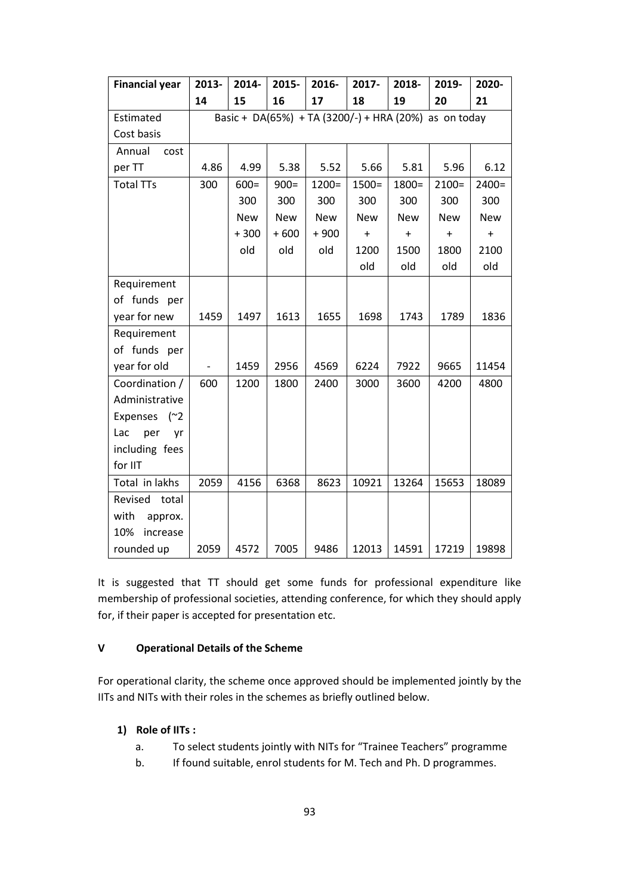| Financial year | 2013-14 | 2014-15 | 2015-16 | 2016-17 | 2017-18 | 2018-19 | 2019-20 | 2020-21 |
|---|---|---|---|---|---|---|---|---|
| Estimated Cost basis | Basic + DA(65%) + TA (3200/-) + HRA (20%) as on today | | | | | | | |
| Annual cost per TT | 4.86 | 4.99 | 5.38 | 5.52 | 5.66 | 5.81 | 5.96 | 6.12 |
| Total TTs | 300 | 600= 300 New + 300 old | 900= 300 New + 600 old | 1200= 300 New + 900 old | 1500= 300 New + 1200 old | 1800= 300 New + 1500 old | 2100= 300 New + 1800 old | 2400= 300 New + 2100 old |
| Requirement of funds per year for new | 1459 | 1497 | 1613 | 1655 | 1698 | 1743 | 1789 | 1836 |
| Requirement of funds per year for old | - | 1459 | 2956 | 4569 | 6224 | 7922 | 9665 | 11454 |
| Coordination / Administrative Expenses (~2 Lac per yr including fees for IIT | 600 | 1200 | 1800 | 2400 | 3000 | 3600 | 4200 | 4800 |
| Total in lakhs | 2059 | 4156 | 6368 | 8623 | 10921 | 13264 | 15653 | 18089 |
| Revised total with approx. 10% increase rounded up | 2059 | 4572 | 7005 | 9486 | 12013 | 14591 | 17219 | 19898 |

It is suggested that TT should get some funds for professional expenditure like membership of professional societies, attending conference, for which they should apply for, if their paper is accepted for presentation etc.

## V Operational Details of the Scheme

For operational clarity, the scheme once approved should be implemented jointly by the IITs and NITs with their roles in the schemes as briefly outlined below.

1) **Role of IITs :**
   a. To select students jointly with NITs for "Trainee Teachers" programme
   b. If found suitable, enrol students for M. Tech and Ph. D programmes.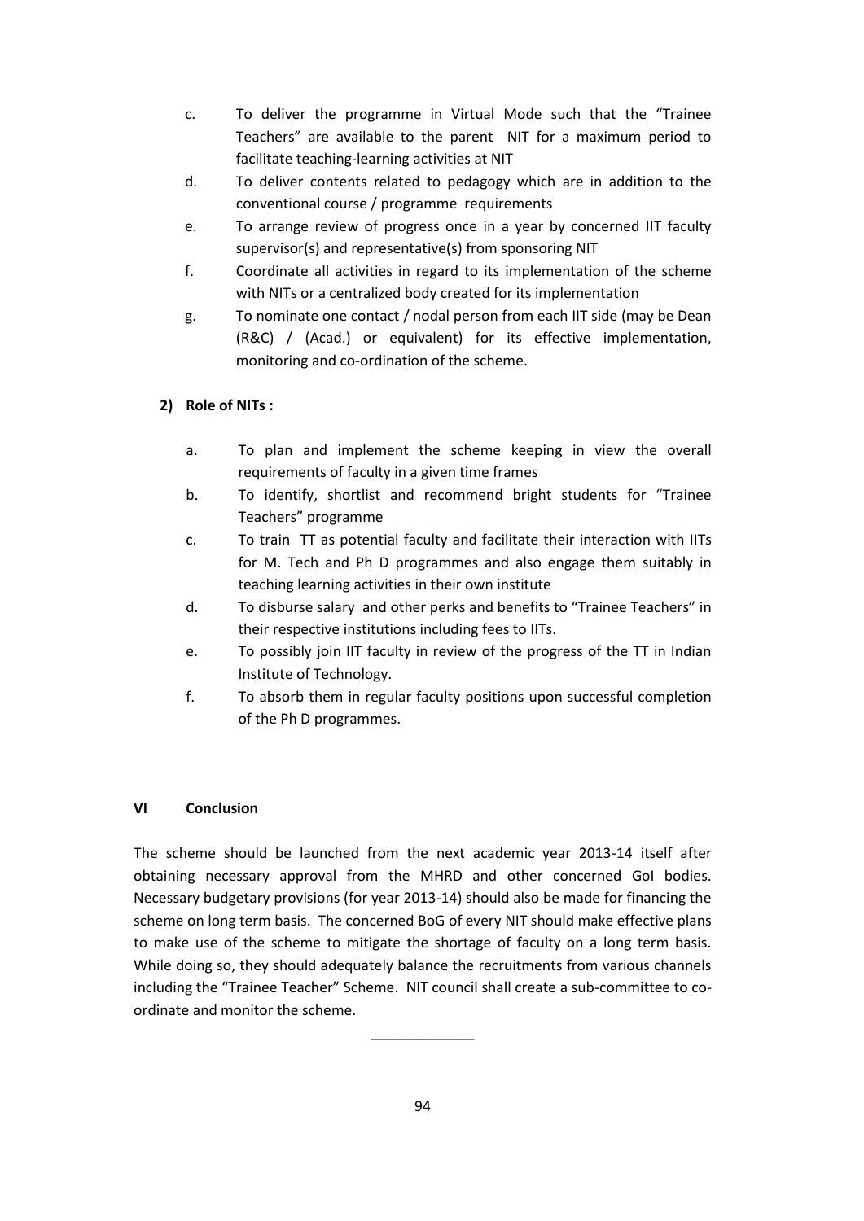c. To deliver the programme in Virtual Mode such that the "Trainee Teachers" are available to the parent NIT for a maximum period to facilitate teaching-learning activities at NIT

d. To deliver contents related to pedagogy which are in addition to the conventional course / programme requirements

e. To arrange review of progress once in a year by concerned IIT faculty supervisor(s) and representative(s) from sponsoring NIT

f. Coordinate all activities in regard to its implementation of the scheme with NITs or a centralized body created for its implementation

g. To nominate one contact / nodal person from each IIT side (may be Dean (R&C) / (Acad.) or equivalent) for its effective implementation, monitoring and co-ordination of the scheme.

**2) Role of NITs :**

a. To plan and implement the scheme keeping in view the overall requirements of faculty in a given time frames

b. To identify, shortlist and recommend bright students for "Trainee Teachers" programme

c. To train TT as potential faculty and facilitate their interaction with IITs for M. Tech and Ph D programmes and also engage them suitably in teaching learning activities in their own institute

d. To disburse salary and other perks and benefits to "Trainee Teachers" in their respective institutions including fees to IITs.

e. To possibly join IIT faculty in review of the progress of the TT in Indian Institute of Technology.

f. To absorb them in regular faculty positions upon successful completion of the Ph D programmes.

**VI Conclusion**

The scheme should be launched from the next academic year 2013-14 itself after obtaining necessary approval from the MHRD and other concerned GoI bodies. Necessary budgetary provisions (for year 2013-14) should also be made for financing the scheme on long term basis. The concerned BoG of every NIT should make effective plans to make use of the scheme to mitigate the shortage of faculty on a long term basis. While doing so, they should adequately balance the recruitments from various channels including the "Trainee Teacher" Scheme. NIT council shall create a sub-committee to co-ordinate and monitor the scheme.

_____________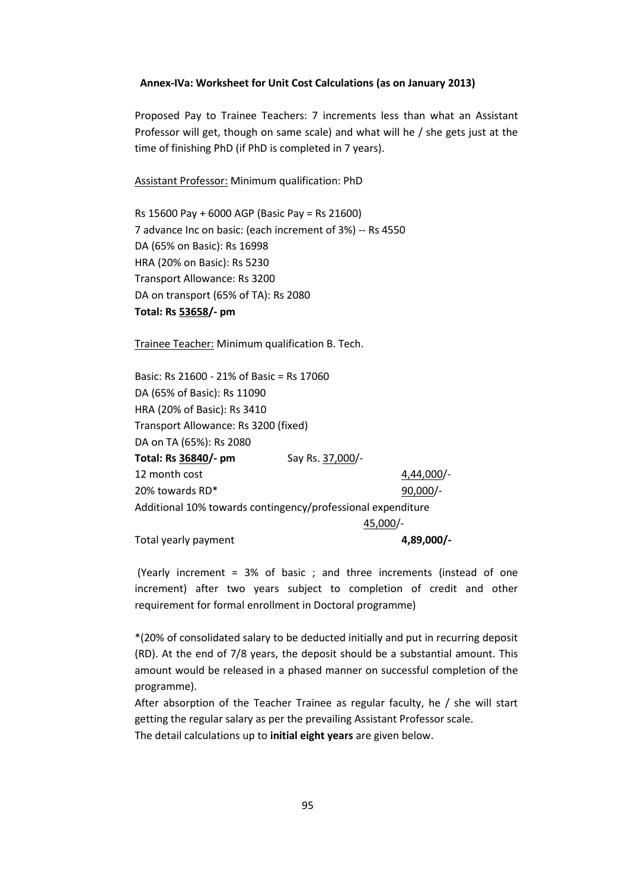**Annex-IVa: Worksheet for Unit Cost Calculations (as on January 2013)**

Proposed Pay to Trainee Teachers: 7 increments less than what an Assistant Professor will get, though on same scale) and what will he / she gets just at the time of finishing PhD (if PhD is completed in 7 years).

Assistant Professor: Minimum qualification: PhD

Rs 15600 Pay + 6000 AGP (Basic Pay = Rs 21600)
7 advance Inc on basic: (each increment of 3%) -- Rs 4550
DA (65% on Basic): Rs 16998
HRA (20% on Basic): Rs 5230
Transport Allowance: Rs 3200
DA on transport (65% of TA): Rs 2080
**Total: Rs 53658/- pm**

Trainee Teacher: Minimum qualification B. Tech.

Basic: Rs 21600 - 21% of Basic = Rs 17060
DA (65% of Basic): Rs 11090
HRA (20% of Basic): Rs 3410
Transport Allowance: Rs 3200 (fixed)
DA on TA (65%): Rs 2080
**Total: Rs 36840/- pm** Say Rs. 37,000/-

| | |
|---|---|
| 12 month cost | 4,44,000/- |
| 20% towards RD* | 90,000/- |
| Additional 10% towards contingency/professional expenditure | 45,000/- |
| Total yearly payment | **4,89,000/-** |

(Yearly increment = 3% of basic ; and three increments (instead of one increment) after two years subject to completion of credit and other requirement for formal enrollment in Doctoral programme)

*(20% of consolidated salary to be deducted initially and put in recurring deposit (RD). At the end of 7/8 years, the deposit should be a substantial amount. This amount would be released in a phased manner on successful completion of the programme).

After absorption of the Teacher Trainee as regular faculty, he / she will start getting the regular salary as per the prevailing Assistant Professor scale.

The detail calculations up to **initial eight years** are given below.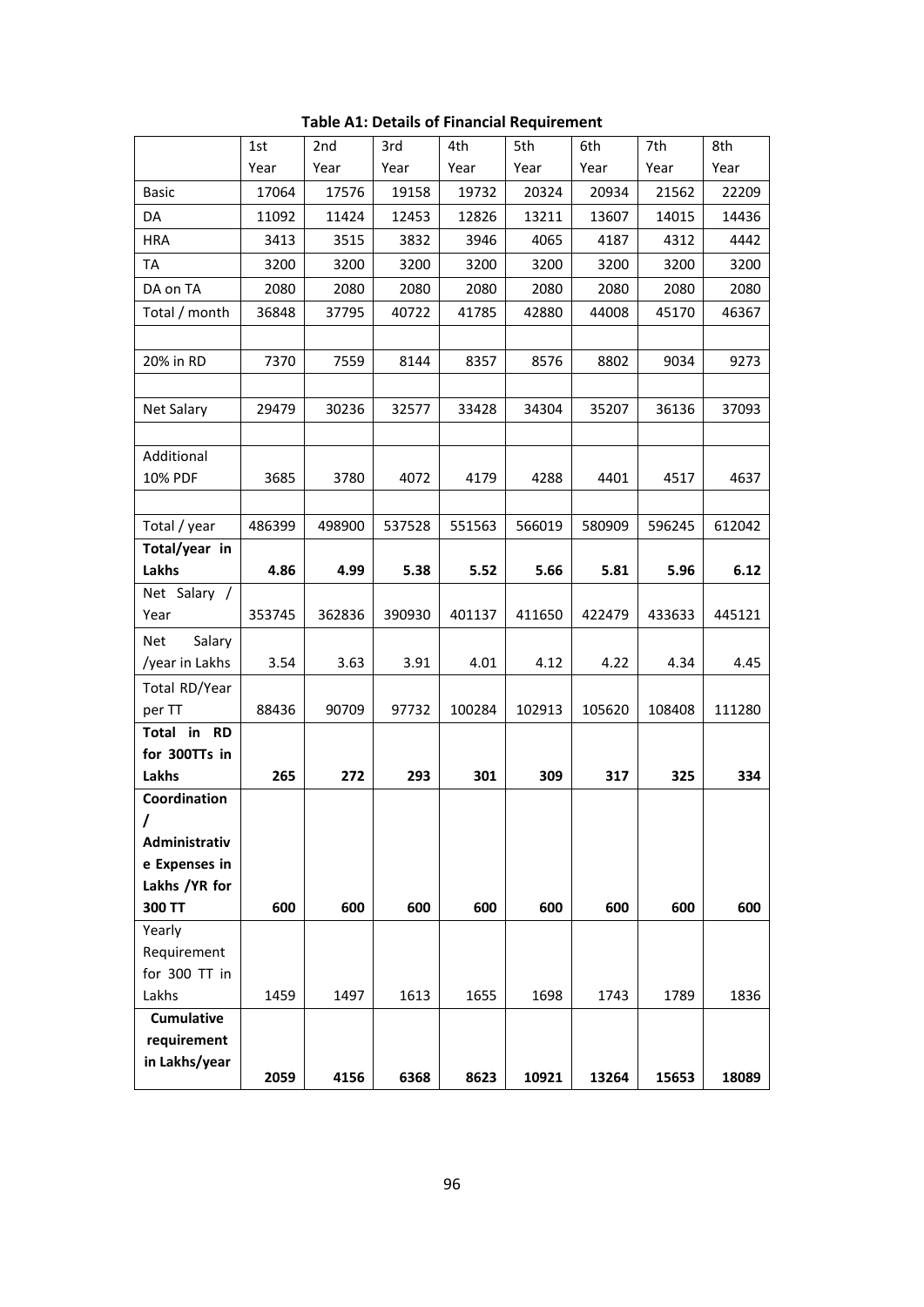**Table A1: Details of Financial Requirement**

| | 1st Year | 2nd Year | 3rd Year | 4th Year | 5th Year | 6th Year | 7th Year | 8th Year |
|---|---|---|---|---|---|---|---|---|
| Basic | 17064 | 17576 | 19158 | 19732 | 20324 | 20934 | 21562 | 22209 |
| DA | 11092 | 11424 | 12453 | 12826 | 13211 | 13607 | 14015 | 14436 |
| HRA | 3413 | 3515 | 3832 | 3946 | 4065 | 4187 | 4312 | 4442 |
| TA | 3200 | 3200 | 3200 | 3200 | 3200 | 3200 | 3200 | 3200 |
| DA on TA | 2080 | 2080 | 2080 | 2080 | 2080 | 2080 | 2080 | 2080 |
| Total / month | 36848 | 37795 | 40722 | 41785 | 42880 | 44008 | 45170 | 46367 |
| | | | | | | | | |
| 20% in RD | 7370 | 7559 | 8144 | 8357 | 8576 | 8802 | 9034 | 9273 |
| | | | | | | | | |
| Net Salary | 29479 | 30236 | 32577 | 33428 | 34304 | 35207 | 36136 | 37093 |
| | | | | | | | | |
| Additional 10% PDF | 3685 | 3780 | 4072 | 4179 | 4288 | 4401 | 4517 | 4637 |
| | | | | | | | | |
| Total / year | 486399 | 498900 | 537528 | 551563 | 566019 | 580909 | 596245 | 612042 |
| **Total/year in Lakhs** | **4.86** | **4.99** | **5.38** | **5.52** | **5.66** | **5.81** | **5.96** | **6.12** |
| Net Salary / Year | 353745 | 362836 | 390930 | 401137 | 411650 | 422479 | 433633 | 445121 |
| Net Salary /year in Lakhs | 3.54 | 3.63 | 3.91 | 4.01 | 4.12 | 4.22 | 4.34 | 4.45 |
| Total RD/Year per TT | 88436 | 90709 | 97732 | 100284 | 102913 | 105620 | 108408 | 111280 |
| **Total in RD for 300TTs in Lakhs** | **265** | **272** | **293** | **301** | **309** | **317** | **325** | **334** |
| **Coordination / Administrative Expenses in Lakhs /YR for 300 TT** | **600** | **600** | **600** | **600** | **600** | **600** | **600** | **600** |
| Yearly Requirement for 300 TT in Lakhs | 1459 | 1497 | 1613 | 1655 | 1698 | 1743 | 1789 | 1836 |
| **Cumulative requirement in Lakhs/year** | **2059** | **4156** | **6368** | **8623** | **10921** | **13264** | **15653** | **18089** |